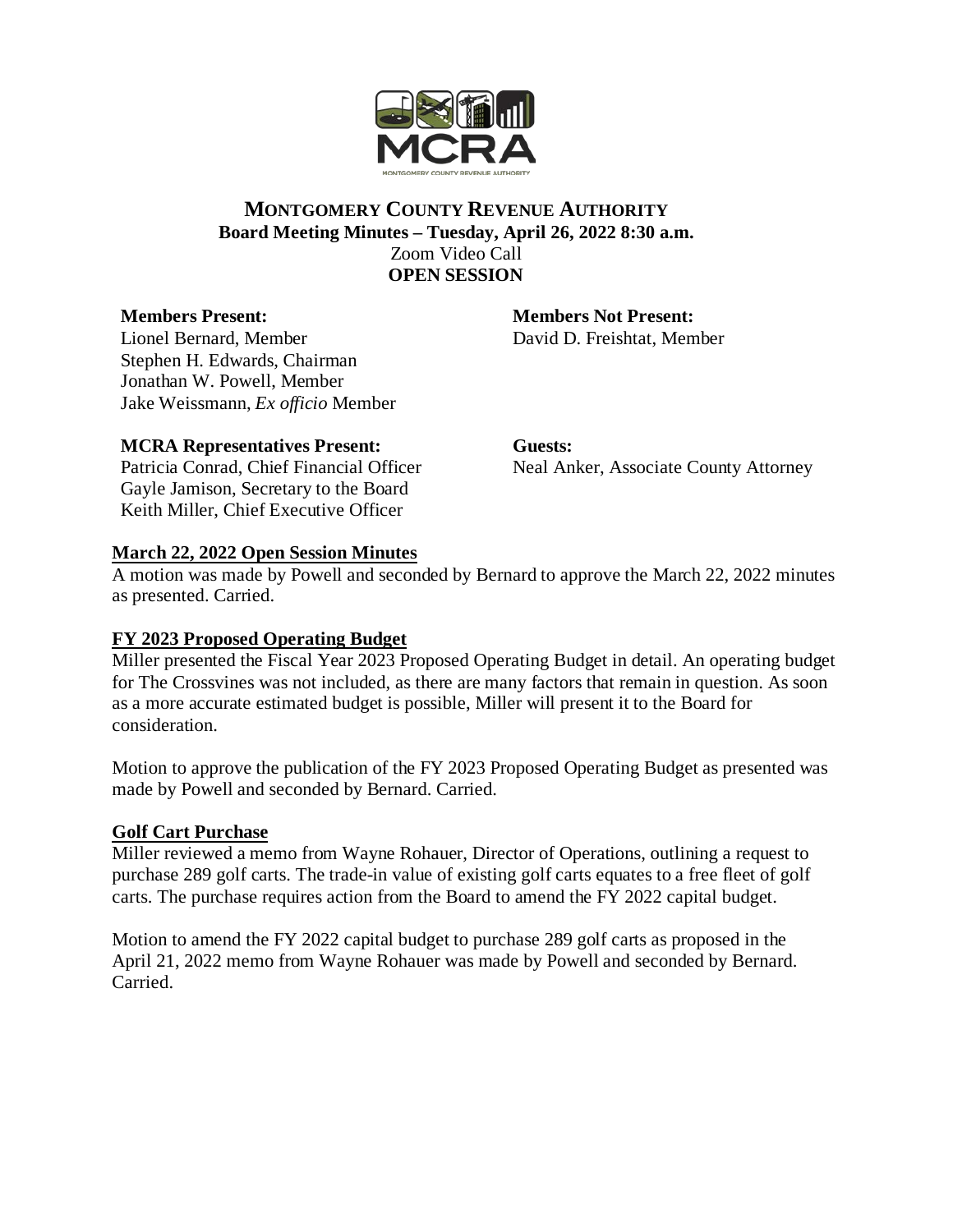# MONTGOMERY COUNTY REVENUE AUTHORITY

**Board Meeting Minutes – Tuesday, April 26, 2022 8:30 a.m.**
Zoom Video Call
**OPEN SESSION**

**Members Present:**
Lionel Bernard, Member
Stephen H. Edwards, Chairman
Jonathan W. Powell, Member
Jake Weissmann, *Ex officio* Member

**Members Not Present:**
David D. Freishtat, Member

**MCRA Representatives Present:**
Patricia Conrad, Chief Financial Officer
Gayle Jamison, Secretary to the Board
Keith Miller, Chief Executive Officer

**Guests:**
Neal Anker, Associate County Attorney

## March 22, 2022 Open Session Minutes

A motion was made by Powell and seconded by Bernard to approve the March 22, 2022 minutes as presented. Carried.

## FY 2023 Proposed Operating Budget

Miller presented the Fiscal Year 2023 Proposed Operating Budget in detail. An operating budget for The Crossvines was not included, as there are many factors that remain in question. As soon as a more accurate estimated budget is possible, Miller will present it to the Board for consideration.

Motion to approve the publication of the FY 2023 Proposed Operating Budget as presented was made by Powell and seconded by Bernard. Carried.

## Golf Cart Purchase

Miller reviewed a memo from Wayne Rohauer, Director of Operations, outlining a request to purchase 289 golf carts. The trade-in value of existing golf carts equates to a free fleet of golf carts. The purchase requires action from the Board to amend the FY 2022 capital budget.

Motion to amend the FY 2022 capital budget to purchase 289 golf carts as proposed in the April 21, 2022 memo from Wayne Rohauer was made by Powell and seconded by Bernard. Carried.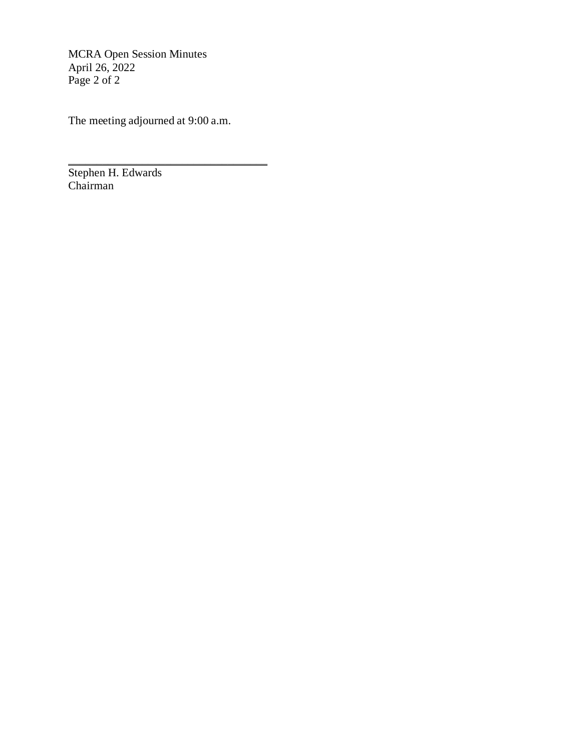The meeting adjourned at 9:00 a.m.

\_\_\_\_\_\_\_\_\_\_\_\_\_\_\_\_\_\_\_\_\_\_\_\_\_\_\_\_\_\_\_\_\_\_\_\_

Stephen H. Edwards
Chairman